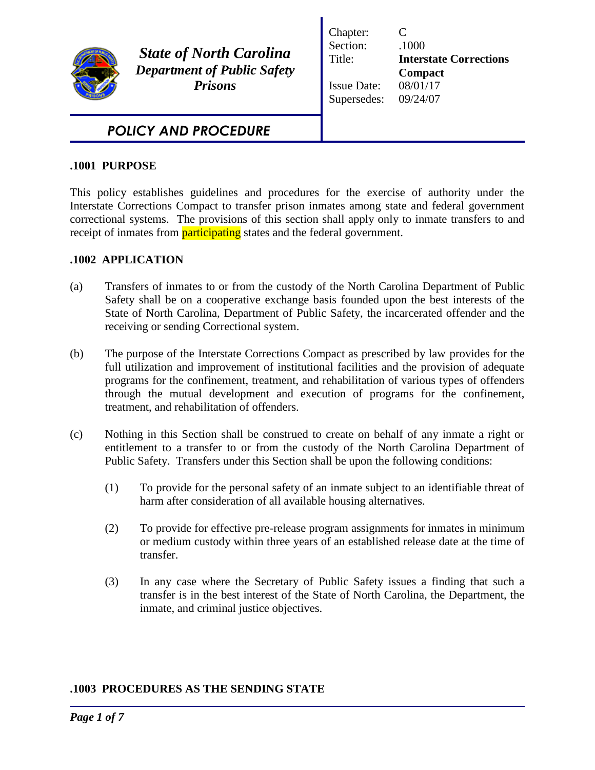**State of North Carolina**
**Department of Public Safety**
**Prisons**

| | |
|---|---|
| Chapter: | C |
| Section: | .1000 |
| Title: | **Interstate Corrections Compact** |
| Issue Date: | 08/01/17 |
| Supersedes: | 09/24/07 |

# POLICY AND PROCEDURE

## .1001 PURPOSE

This policy establishes guidelines and procedures for the exercise of authority under the Interstate Corrections Compact to transfer prison inmates among state and federal government correctional systems. The provisions of this section shall apply only to inmate transfers to and receipt of inmates from participating states and the federal government.

## .1002 APPLICATION

(a) Transfers of inmates to or from the custody of the North Carolina Department of Public Safety shall be on a cooperative exchange basis founded upon the best interests of the State of North Carolina, Department of Public Safety, the incarcerated offender and the receiving or sending Correctional system.

(b) The purpose of the Interstate Corrections Compact as prescribed by law provides for the full utilization and improvement of institutional facilities and the provision of adequate programs for the confinement, treatment, and rehabilitation of various types of offenders through the mutual development and execution of programs for the confinement, treatment, and rehabilitation of offenders.

(c) Nothing in this Section shall be construed to create on behalf of any inmate a right or entitlement to a transfer to or from the custody of the North Carolina Department of Public Safety. Transfers under this Section shall be upon the following conditions:

(1) To provide for the personal safety of an inmate subject to an identifiable threat of harm after consideration of all available housing alternatives.

(2) To provide for effective pre-release program assignments for inmates in minimum or medium custody within three years of an established release date at the time of transfer.

(3) In any case where the Secretary of Public Safety issues a finding that such a transfer is in the best interest of the State of North Carolina, the Department, the inmate, and criminal justice objectives.

## .1003 PROCEDURES AS THE SENDING STATE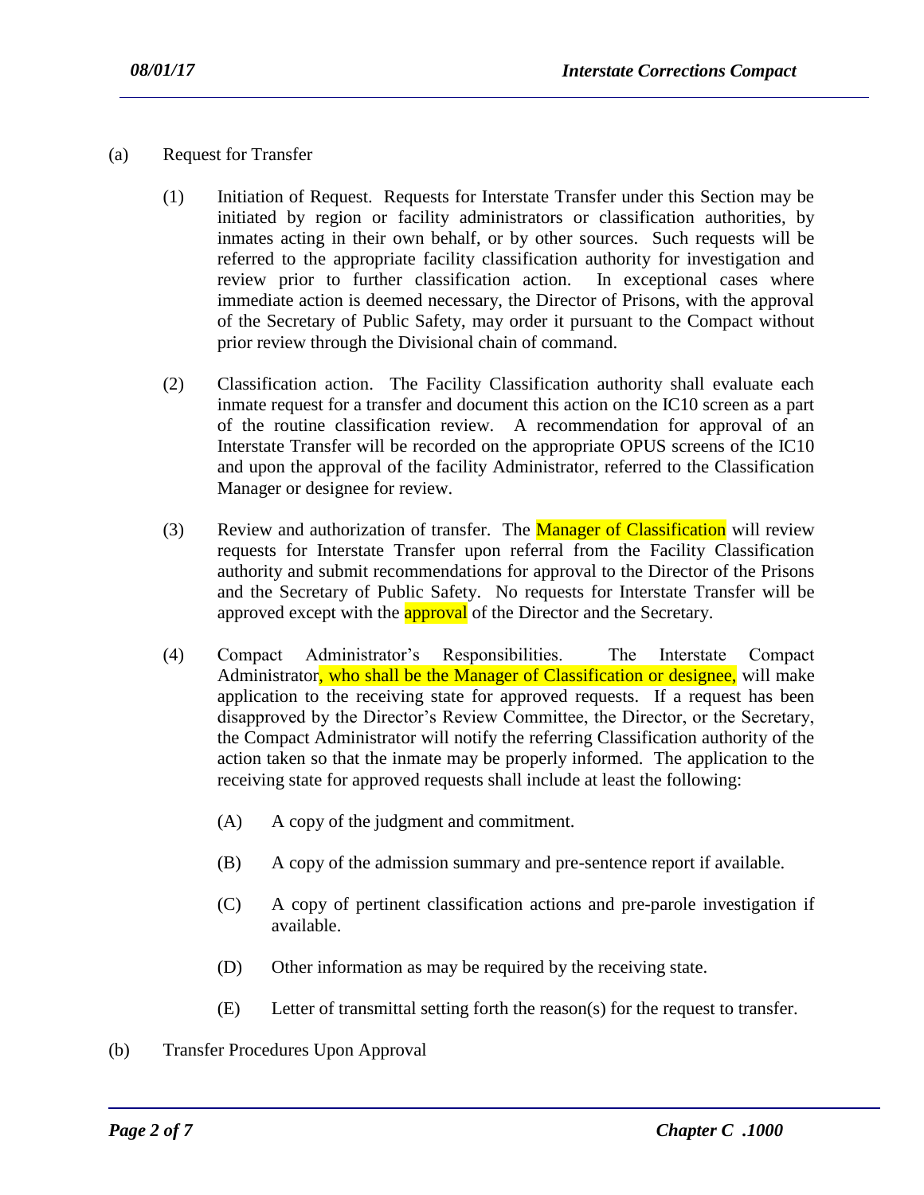(a) Request for Transfer

(1) Initiation of Request. Requests for Interstate Transfer under this Section may be initiated by region or facility administrators or classification authorities, by inmates acting in their own behalf, or by other sources. Such requests will be referred to the appropriate facility classification authority for investigation and review prior to further classification action. In exceptional cases where immediate action is deemed necessary, the Director of Prisons, with the approval of the Secretary of Public Safety, may order it pursuant to the Compact without prior review through the Divisional chain of command.

(2) Classification action. The Facility Classification authority shall evaluate each inmate request for a transfer and document this action on the IC10 screen as a part of the routine classification review. A recommendation for approval of an Interstate Transfer will be recorded on the appropriate OPUS screens of the IC10 and upon the approval of the facility Administrator, referred to the Classification Manager or designee for review.

(3) Review and authorization of transfer. The Manager of Classification will review requests for Interstate Transfer upon referral from the Facility Classification authority and submit recommendations for approval to the Director of the Prisons and the Secretary of Public Safety. No requests for Interstate Transfer will be approved except with the approval of the Director and the Secretary.

(4) Compact Administrator's Responsibilities. The Interstate Compact Administrator, who shall be the Manager of Classification or designee, will make application to the receiving state for approved requests. If a request has been disapproved by the Director's Review Committee, the Director, or the Secretary, the Compact Administrator will notify the referring Classification authority of the action taken so that the inmate may be properly informed. The application to the receiving state for approved requests shall include at least the following:

(A) A copy of the judgment and commitment.

(B) A copy of the admission summary and pre-sentence report if available.

(C) A copy of pertinent classification actions and pre-parole investigation if available.

(D) Other information as may be required by the receiving state.

(E) Letter of transmittal setting forth the reason(s) for the request to transfer.

(b) Transfer Procedures Upon Approval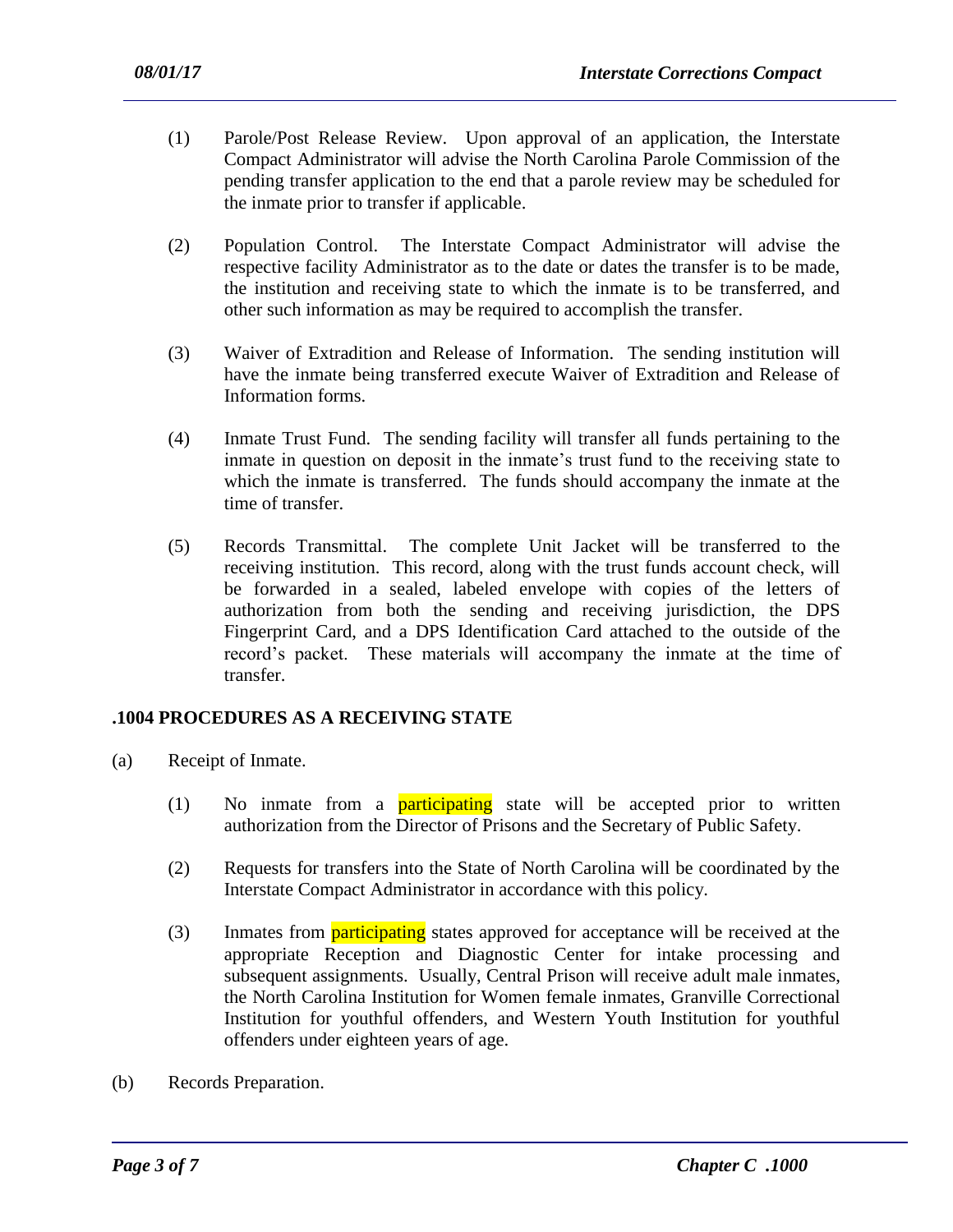(1) Parole/Post Release Review. Upon approval of an application, the Interstate Compact Administrator will advise the North Carolina Parole Commission of the pending transfer application to the end that a parole review may be scheduled for the inmate prior to transfer if applicable.

(2) Population Control. The Interstate Compact Administrator will advise the respective facility Administrator as to the date or dates the transfer is to be made, the institution and receiving state to which the inmate is to be transferred, and other such information as may be required to accomplish the transfer.

(3) Waiver of Extradition and Release of Information. The sending institution will have the inmate being transferred execute Waiver of Extradition and Release of Information forms.

(4) Inmate Trust Fund. The sending facility will transfer all funds pertaining to the inmate in question on deposit in the inmate's trust fund to the receiving state to which the inmate is transferred. The funds should accompany the inmate at the time of transfer.

(5) Records Transmittal. The complete Unit Jacket will be transferred to the receiving institution. This record, along with the trust funds account check, will be forwarded in a sealed, labeled envelope with copies of the letters of authorization from both the sending and receiving jurisdiction, the DPS Fingerprint Card, and a DPS Identification Card attached to the outside of the record's packet. These materials will accompany the inmate at the time of transfer.

## .1004 PROCEDURES AS A RECEIVING STATE

(a) Receipt of Inmate.

(1) No inmate from a participating state will be accepted prior to written authorization from the Director of Prisons and the Secretary of Public Safety.

(2) Requests for transfers into the State of North Carolina will be coordinated by the Interstate Compact Administrator in accordance with this policy.

(3) Inmates from participating states approved for acceptance will be received at the appropriate Reception and Diagnostic Center for intake processing and subsequent assignments. Usually, Central Prison will receive adult male inmates, the North Carolina Institution for Women female inmates, Granville Correctional Institution for youthful offenders, and Western Youth Institution for youthful offenders under eighteen years of age.

(b) Records Preparation.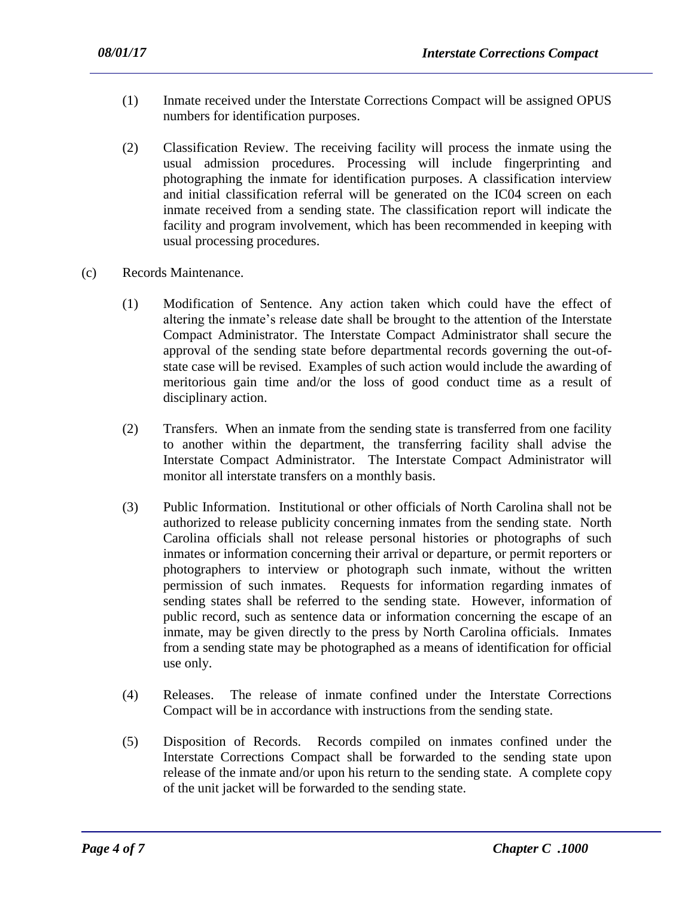(1) Inmate received under the Interstate Corrections Compact will be assigned OPUS numbers for identification purposes.

(2) Classification Review. The receiving facility will process the inmate using the usual admission procedures. Processing will include fingerprinting and photographing the inmate for identification purposes. A classification interview and initial classification referral will be generated on the IC04 screen on each inmate received from a sending state. The classification report will indicate the facility and program involvement, which has been recommended in keeping with usual processing procedures.

(c) Records Maintenance.

(1) Modification of Sentence. Any action taken which could have the effect of altering the inmate's release date shall be brought to the attention of the Interstate Compact Administrator. The Interstate Compact Administrator shall secure the approval of the sending state before departmental records governing the out-of-state case will be revised. Examples of such action would include the awarding of meritorious gain time and/or the loss of good conduct time as a result of disciplinary action.

(2) Transfers. When an inmate from the sending state is transferred from one facility to another within the department, the transferring facility shall advise the Interstate Compact Administrator. The Interstate Compact Administrator will monitor all interstate transfers on a monthly basis.

(3) Public Information. Institutional or other officials of North Carolina shall not be authorized to release publicity concerning inmates from the sending state. North Carolina officials shall not release personal histories or photographs of such inmates or information concerning their arrival or departure, or permit reporters or photographers to interview or photograph such inmate, without the written permission of such inmates. Requests for information regarding inmates of sending states shall be referred to the sending state. However, information of public record, such as sentence data or information concerning the escape of an inmate, may be given directly to the press by North Carolina officials. Inmates from a sending state may be photographed as a means of identification for official use only.

(4) Releases. The release of inmate confined under the Interstate Corrections Compact will be in accordance with instructions from the sending state.

(5) Disposition of Records. Records compiled on inmates confined under the Interstate Corrections Compact shall be forwarded to the sending state upon release of the inmate and/or upon his return to the sending state. A complete copy of the unit jacket will be forwarded to the sending state.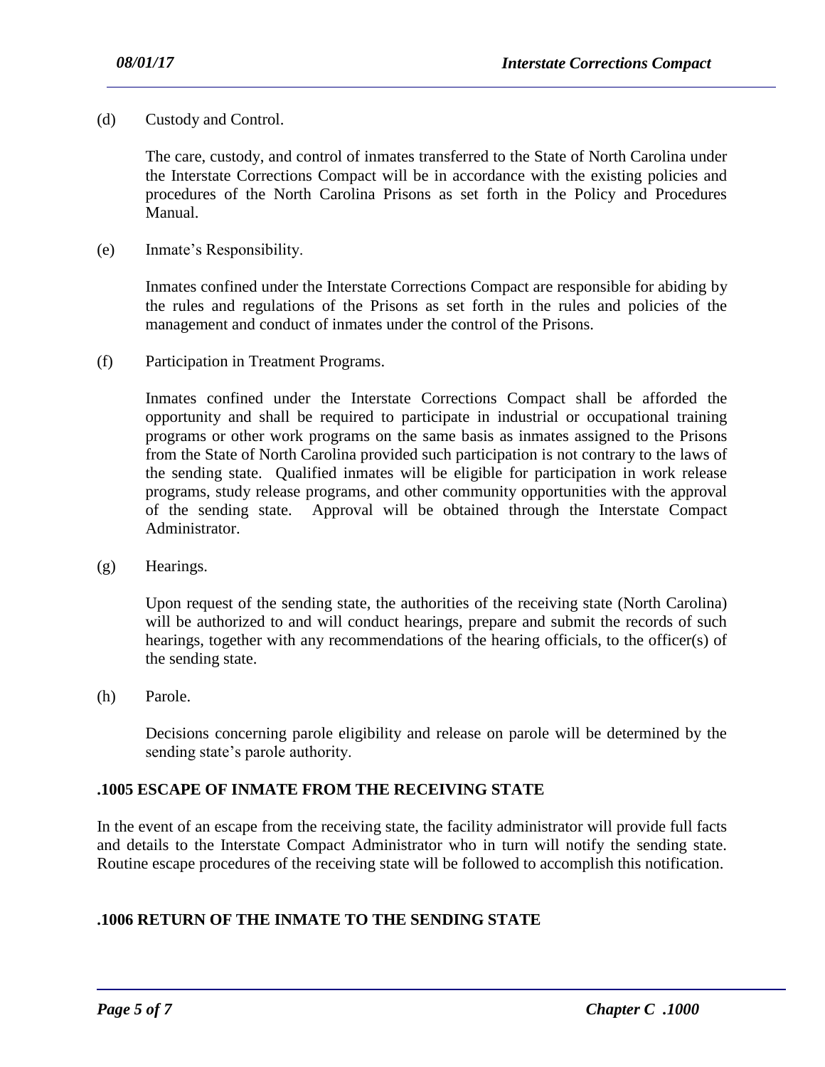(d) Custody and Control.

The care, custody, and control of inmates transferred to the State of North Carolina under the Interstate Corrections Compact will be in accordance with the existing policies and procedures of the North Carolina Prisons as set forth in the Policy and Procedures Manual.

(e) Inmate's Responsibility.

Inmates confined under the Interstate Corrections Compact are responsible for abiding by the rules and regulations of the Prisons as set forth in the rules and policies of the management and conduct of inmates under the control of the Prisons.

(f) Participation in Treatment Programs.

Inmates confined under the Interstate Corrections Compact shall be afforded the opportunity and shall be required to participate in industrial or occupational training programs or other work programs on the same basis as inmates assigned to the Prisons from the State of North Carolina provided such participation is not contrary to the laws of the sending state. Qualified inmates will be eligible for participation in work release programs, study release programs, and other community opportunities with the approval of the sending state. Approval will be obtained through the Interstate Compact Administrator.

(g) Hearings.

Upon request of the sending state, the authorities of the receiving state (North Carolina) will be authorized to and will conduct hearings, prepare and submit the records of such hearings, together with any recommendations of the hearing officials, to the officer(s) of the sending state.

(h) Parole.

Decisions concerning parole eligibility and release on parole will be determined by the sending state's parole authority.

## .1005 ESCAPE OF INMATE FROM THE RECEIVING STATE

In the event of an escape from the receiving state, the facility administrator will provide full facts and details to the Interstate Compact Administrator who in turn will notify the sending state. Routine escape procedures of the receiving state will be followed to accomplish this notification.

## .1006 RETURN OF THE INMATE TO THE SENDING STATE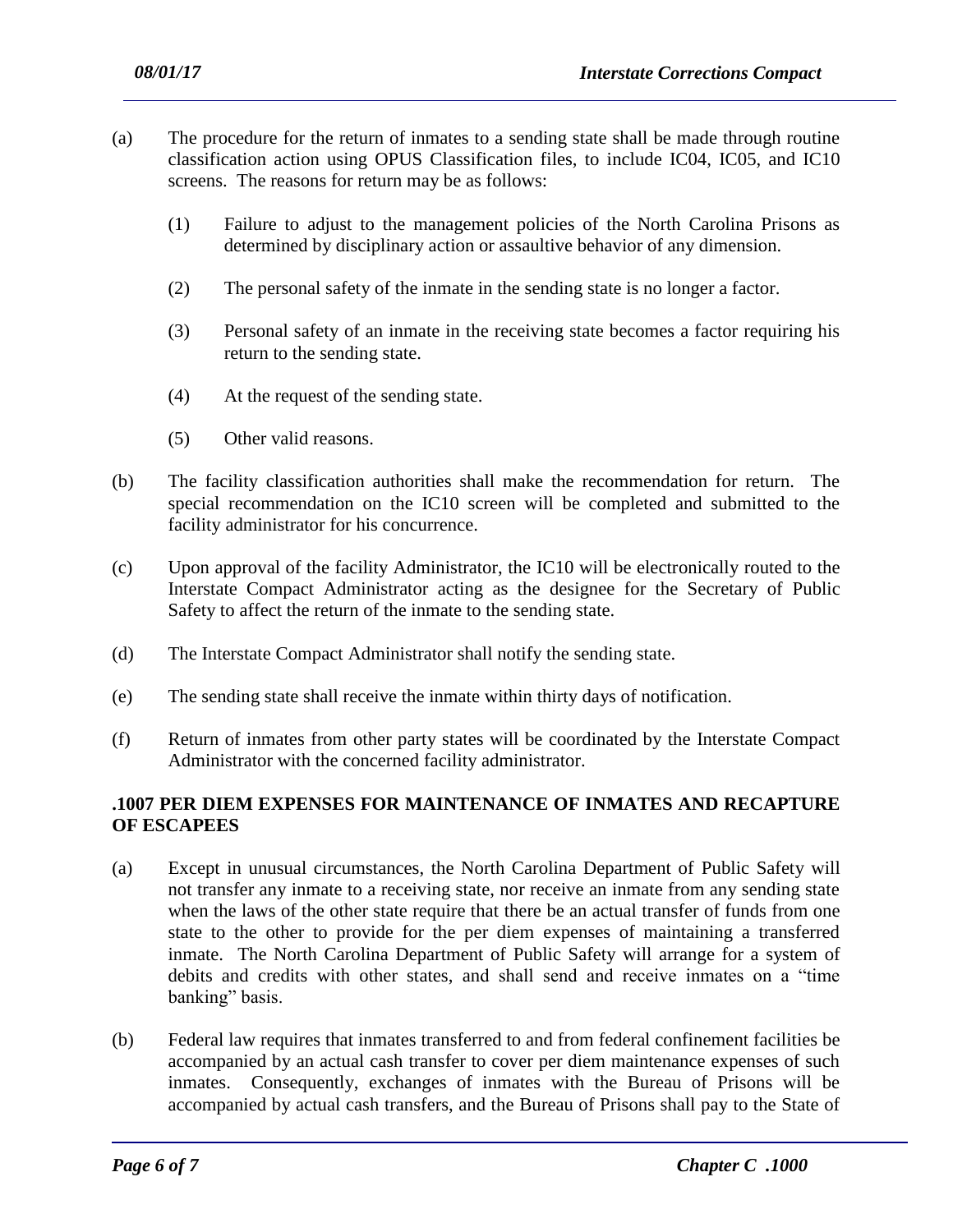(a) The procedure for the return of inmates to a sending state shall be made through routine classification action using OPUS Classification files, to include IC04, IC05, and IC10 screens. The reasons for return may be as follows:

  (1) Failure to adjust to the management policies of the North Carolina Prisons as determined by disciplinary action or assaultive behavior of any dimension.

  (2) The personal safety of the inmate in the sending state is no longer a factor.

  (3) Personal safety of an inmate in the receiving state becomes a factor requiring his return to the sending state.

  (4) At the request of the sending state.

  (5) Other valid reasons.

(b) The facility classification authorities shall make the recommendation for return. The special recommendation on the IC10 screen will be completed and submitted to the facility administrator for his concurrence.

(c) Upon approval of the facility Administrator, the IC10 will be electronically routed to the Interstate Compact Administrator acting as the designee for the Secretary of Public Safety to affect the return of the inmate to the sending state.

(d) The Interstate Compact Administrator shall notify the sending state.

(e) The sending state shall receive the inmate within thirty days of notification.

(f) Return of inmates from other party states will be coordinated by the Interstate Compact Administrator with the concerned facility administrator.

**.1007 PER DIEM EXPENSES FOR MAINTENANCE OF INMATES AND RECAPTURE OF ESCAPEES**

(a) Except in unusual circumstances, the North Carolina Department of Public Safety will not transfer any inmate to a receiving state, nor receive an inmate from any sending state when the laws of the other state require that there be an actual transfer of funds from one state to the other to provide for the per diem expenses of maintaining a transferred inmate. The North Carolina Department of Public Safety will arrange for a system of debits and credits with other states, and shall send and receive inmates on a "time banking" basis.

(b) Federal law requires that inmates transferred to and from federal confinement facilities be accompanied by an actual cash transfer to cover per diem maintenance expenses of such inmates. Consequently, exchanges of inmates with the Bureau of Prisons will be accompanied by actual cash transfers, and the Bureau of Prisons shall pay to the State of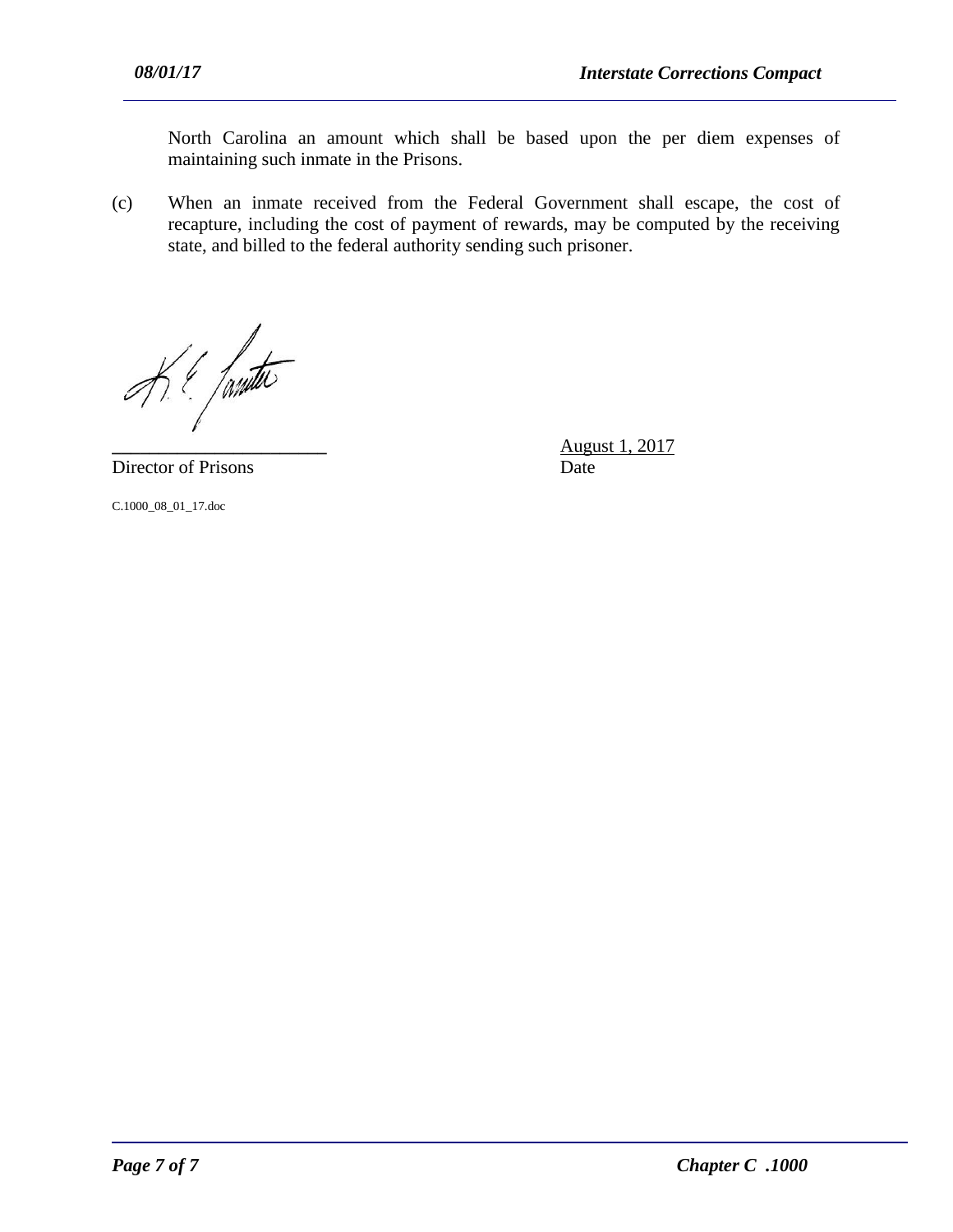North Carolina an amount which shall be based upon the per diem expenses of maintaining such inmate in the Prisons.

(c) When an inmate received from the Federal Government shall escape, the cost of recapture, including the cost of payment of rewards, may be computed by the receiving state, and billed to the federal authority sending such prisoner.

______________________
Director of Prisons

August 1, 2017
Date

C.1000_08_01_17.doc